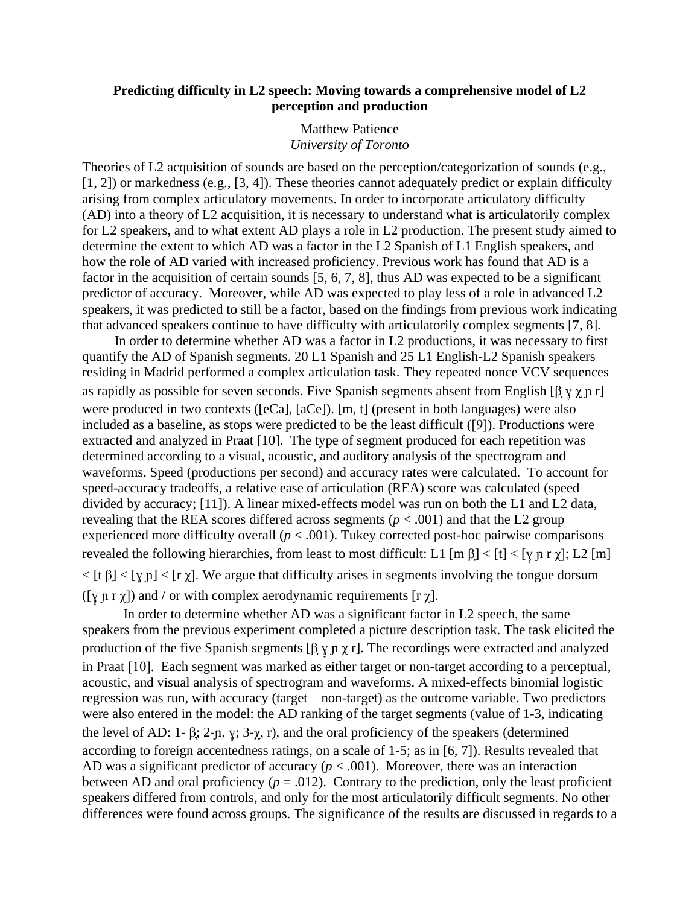**Predicting difficulty in L2 speech: Moving towards a comprehensive model of L2 perception and production**

Matthew Patience
*University of Toronto*

Theories of L2 acquisition of sounds are based on the perception/categorization of sounds (e.g., [1, 2]) or markedness (e.g., [3, 4]). These theories cannot adequately predict or explain difficulty arising from complex articulatory movements. In order to incorporate articulatory difficulty (AD) into a theory of L2 acquisition, it is necessary to understand what is articulatorily complex for L2 speakers, and to what extent AD plays a role in L2 production. The present study aimed to determine the extent to which AD was a factor in the L2 Spanish of L1 English speakers, and how the role of AD varied with increased proficiency. Previous work has found that AD is a factor in the acquisition of certain sounds [5, 6, 7, 8], thus AD was expected to be a significant predictor of accuracy. Moreover, while AD was expected to play less of a role in advanced L2 speakers, it was predicted to still be a factor, based on the findings from previous work indicating that advanced speakers continue to have difficulty with articulatorily complex segments [7, 8].

In order to determine whether AD was a factor in L2 productions, it was necessary to first quantify the AD of Spanish segments. 20 L1 Spanish and 25 L1 English-L2 Spanish speakers residing in Madrid performed a complex articulation task. They repeated nonce VCV sequences as rapidly as possible for seven seconds. Five Spanish segments absent from English [β̞ ɣ̞ χ ɲ r] were produced in two contexts ([eCa], [aCe]). [m, t] (present in both languages) were also included as a baseline, as stops were predicted to be the least difficult ([9]). Productions were extracted and analyzed in Praat [10]. The type of segment produced for each repetition was determined according to a visual, acoustic, and auditory analysis of the spectrogram and waveforms. Speed (productions per second) and accuracy rates were calculated. To account for speed-accuracy tradeoffs, a relative ease of articulation (REA) score was calculated (speed divided by accuracy; [11]). A linear mixed-effects model was run on both the L1 and L2 data, revealing that the REA scores differed across segments ($p < .001$) and that the L2 group experienced more difficulty overall ($p < .001$). Tukey corrected post-hoc pairwise comparisons revealed the following hierarchies, from least to most difficult: L1 [m β̞] < [t] < [ɣ̞ ɲ r χ]; L2 [m] < [t β̞] < [ɣ̞ ɲ] < [r χ]. We argue that difficulty arises in segments involving the tongue dorsum ([ɣ̞ ɲ r χ]) and / or with complex aerodynamic requirements [r χ].

In order to determine whether AD was a significant factor in L2 speech, the same speakers from the previous experiment completed a picture description task. The task elicited the production of the five Spanish segments [β̞ ɣ̞ ɲ χ r]. The recordings were extracted and analyzed in Praat [10]. Each segment was marked as either target or non-target according to a perceptual, acoustic, and visual analysis of spectrogram and waveforms. A mixed-effects binomial logistic regression was run, with accuracy (target – non-target) as the outcome variable. Two predictors were also entered in the model: the AD ranking of the target segments (value of 1-3, indicating the level of AD: 1- β̞; 2-ɲ, ɣ̞; 3-χ, r), and the oral proficiency of the speakers (determined according to foreign accentedness ratings, on a scale of 1-5; as in [6, 7]). Results revealed that AD was a significant predictor of accuracy ($p < .001$). Moreover, there was an interaction between AD and oral proficiency ($p = .012$). Contrary to the prediction, only the least proficient speakers differed from controls, and only for the most articulatorily difficult segments. No other differences were found across groups. The significance of the results are discussed in regards to a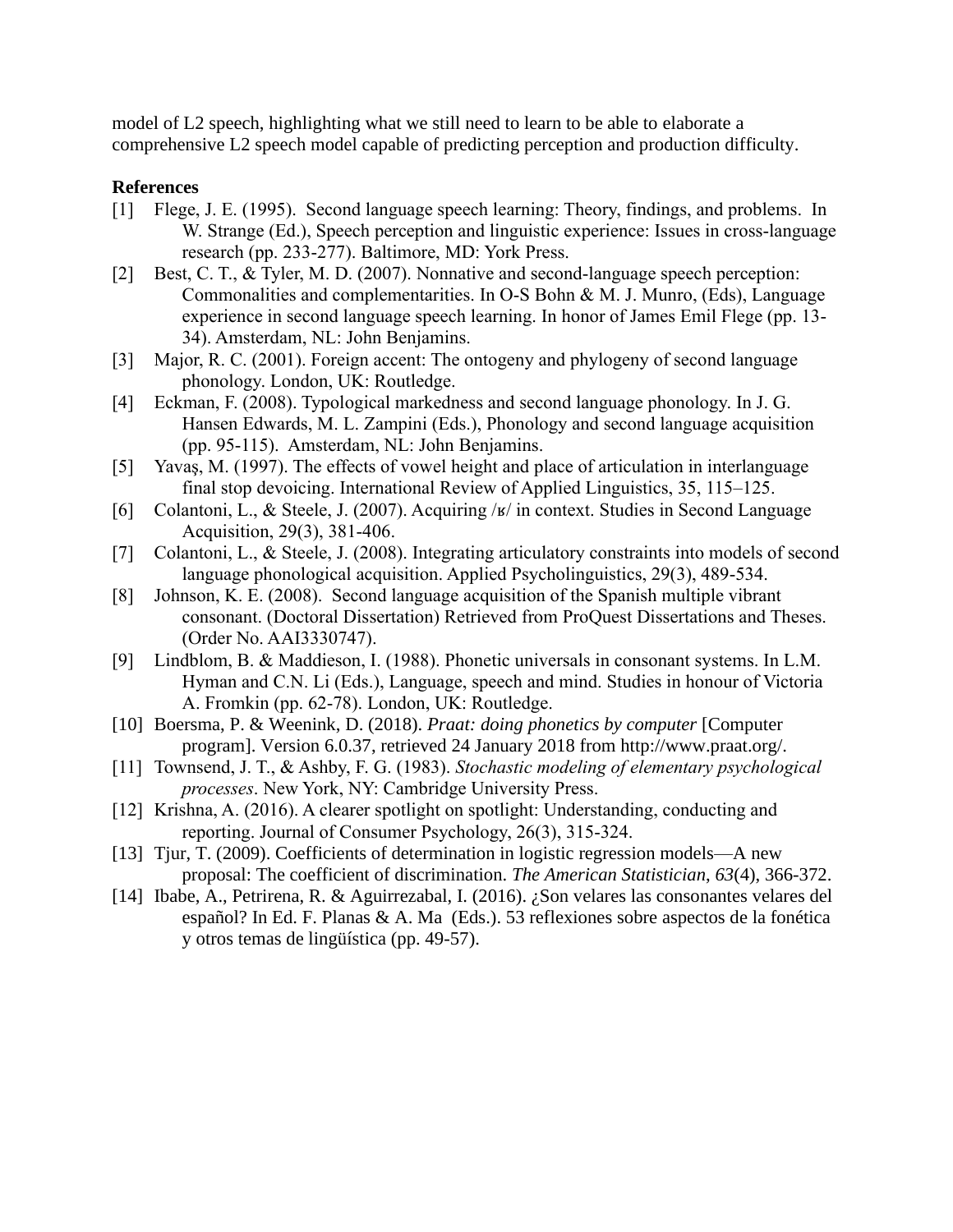model of L2 speech, highlighting what we still need to learn to be able to elaborate a comprehensive L2 speech model capable of predicting perception and production difficulty.

**References**

[1] Flege, J. E. (1995). Second language speech learning: Theory, findings, and problems. In W. Strange (Ed.), Speech perception and linguistic experience: Issues in cross-language research (pp. 233-277). Baltimore, MD: York Press.

[2] Best, C. T., & Tyler, M. D. (2007). Nonnative and second-language speech perception: Commonalities and complementarities. In O-S Bohn & M. J. Munro, (Eds), Language experience in second language speech learning. In honor of James Emil Flege (pp. 13-34). Amsterdam, NL: John Benjamins.

[3] Major, R. C. (2001). Foreign accent: The ontogeny and phylogeny of second language phonology. London, UK: Routledge.

[4] Eckman, F. (2008). Typological markedness and second language phonology. In J. G. Hansen Edwards, M. L. Zampini (Eds.), Phonology and second language acquisition (pp. 95-115). Amsterdam, NL: John Benjamins.

[5] Yavaş, M. (1997). The effects of vowel height and place of articulation in interlanguage final stop devoicing. International Review of Applied Linguistics, 35, 115–125.

[6] Colantoni, L., & Steele, J. (2007). Acquiring /ʁ/ in context. Studies in Second Language Acquisition, 29(3), 381-406.

[7] Colantoni, L., & Steele, J. (2008). Integrating articulatory constraints into models of second language phonological acquisition. Applied Psycholinguistics, 29(3), 489-534.

[8] Johnson, K. E. (2008). Second language acquisition of the Spanish multiple vibrant consonant. (Doctoral Dissertation) Retrieved from ProQuest Dissertations and Theses. (Order No. AAI3330747).

[9] Lindblom, B. & Maddieson, I. (1988). Phonetic universals in consonant systems. In L.M. Hyman and C.N. Li (Eds.), Language, speech and mind. Studies in honour of Victoria A. Fromkin (pp. 62-78). London, UK: Routledge.

[10] Boersma, P. & Weenink, D. (2018). *Praat: doing phonetics by computer* [Computer program]. Version 6.0.37, retrieved 24 January 2018 from http://www.praat.org/.

[11] Townsend, J. T., & Ashby, F. G. (1983). *Stochastic modeling of elementary psychological processes*. New York, NY: Cambridge University Press.

[12] Krishna, A. (2016). A clearer spotlight on spotlight: Understanding, conducting and reporting. Journal of Consumer Psychology, 26(3), 315-324.

[13] Tjur, T. (2009). Coefficients of determination in logistic regression models—A new proposal: The coefficient of discrimination. *The American Statistician*, *63*(4), 366-372.

[14] Ibabe, A., Petrirena, R. & Aguirrezabal, I. (2016). ¿Son velares las consonantes velares del español? In Ed. F. Planas & A. Ma (Eds.). 53 reflexiones sobre aspectos de la fonética y otros temas de lingüística (pp. 49-57).